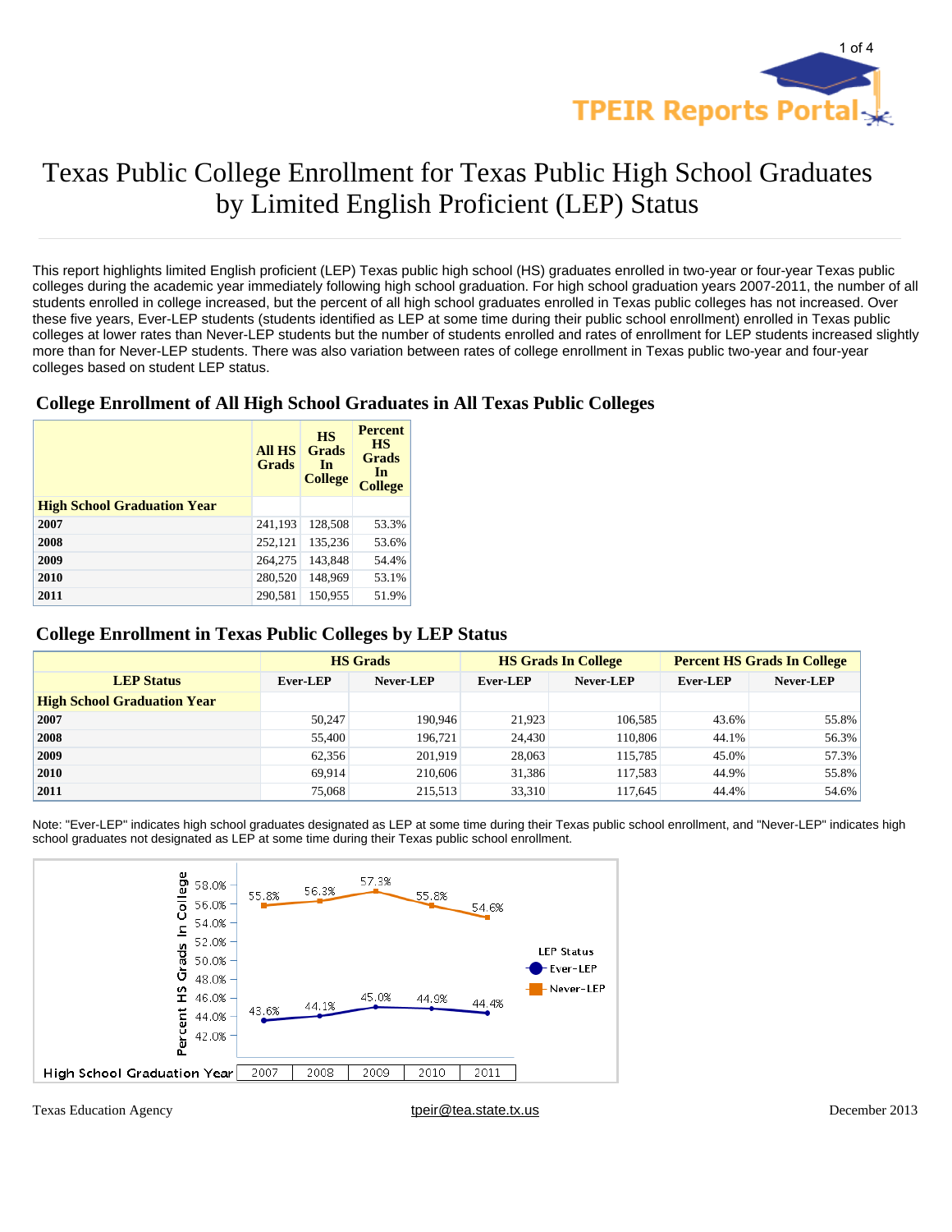# Texas Public College Enrollment for Texas Public High School Graduates by Limited English Proficient (LEP) Status

This report highlights limited English proficient (LEP) Texas public high school (HS) graduates enrolled in two-year or four-year Texas public colleges during the academic year immediately following high school graduation. For high school graduation years 2007-2011, the number of all students enrolled in college increased, but the percent of all high school graduates enrolled in Texas public colleges has not increased. Over these five years, Ever-LEP students (students identified as LEP at some time during their public school enrollment) enrolled in Texas public colleges at lower rates than Never-LEP students but the number of students enrolled and rates of enrollment for LEP students increased slightly more than for Never-LEP students. There was also variation between rates of college enrollment in Texas public two-year and four-year colleges based on student LEP status.

## College Enrollment of All High School Graduates in All Texas Public Colleges

| | All HS Grads | HS Grads In College | Percent HS Grads In College |
|---|---|---|---|
| **High School Graduation Year** | | | |
| **2007** | 241,193 | 128,508 | 53.3% |
| **2008** | 252,121 | 135,236 | 53.6% |
| **2009** | 264,275 | 143,848 | 54.4% |
| **2010** | 280,520 | 148,969 | 53.1% |
| **2011** | 290,581 | 150,955 | 51.9% |

## College Enrollment in Texas Public Colleges by LEP Status

| | HS Grads | | HS Grads In College | | Percent HS Grads In College | |
|---|---|---|---|---|---|---|
| **LEP Status** | Ever-LEP | Never-LEP | Ever-LEP | Never-LEP | Ever-LEP | Never-LEP |
| **High School Graduation Year** | | | | | | |
| **2007** | 50,247 | 190,946 | 21,923 | 106,585 | 43.6% | 55.8% |
| **2008** | 55,400 | 196,721 | 24,430 | 110,806 | 44.1% | 56.3% |
| **2009** | 62,356 | 201,919 | 28,063 | 115,785 | 45.0% | 57.3% |
| **2010** | 69,914 | 210,606 | 31,386 | 117,583 | 44.9% | 55.8% |
| **2011** | 75,068 | 215,513 | 33,310 | 117,645 | 44.4% | 54.6% |

Note: "Ever-LEP" indicates high school graduates designated as LEP at some time during their Texas public school enrollment, and "Never-LEP" indicates high school graduates not designated as LEP at some time during their Texas public school enrollment.

| High School Graduation Year | 2007 | 2008 | 2009 | 2010 | 2011 |
|---|---|---|---|---|---|
| Ever-LEP | 43.6% | 44.1% | 45.0% | 44.9% | 44.4% |
| Never-LEP | 55.8% | 56.3% | 57.3% | 55.8% | 54.6% |

Texas Education Agency | tpeir@tea.state.tx.us | December 2013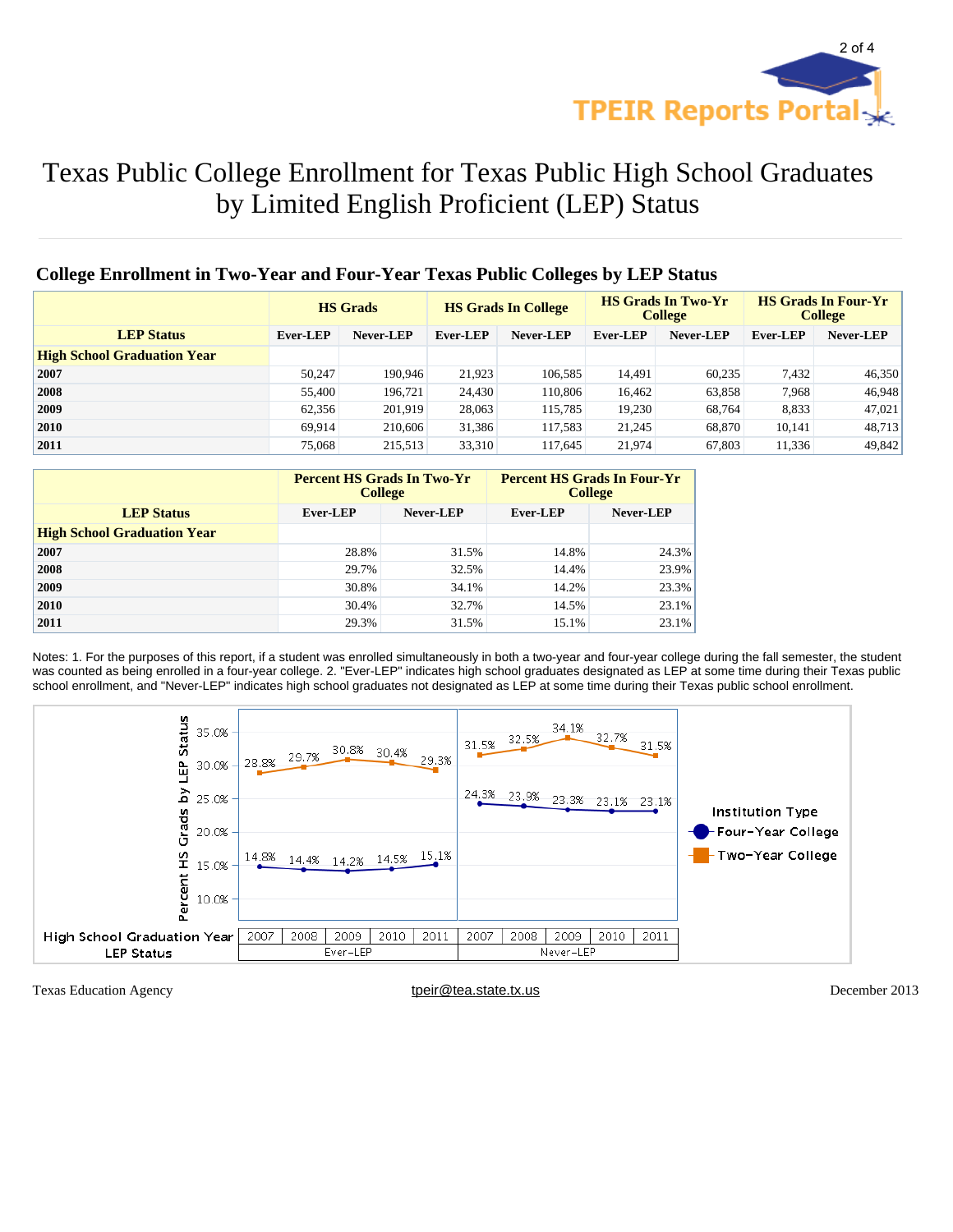# Texas Public College Enrollment for Texas Public High School Graduates by Limited English Proficient (LEP) Status

## College Enrollment in Two-Year and Four-Year Texas Public Colleges by LEP Status

| | HS Grads | | HS Grads In College | | HS Grads In Two-Yr College | | HS Grads In Four-Yr College | |
|---|---|---|---|---|---|---|---|---|
| **LEP Status** | Ever-LEP | Never-LEP | Ever-LEP | Never-LEP | Ever-LEP | Never-LEP | Ever-LEP | Never-LEP |
| **High School Graduation Year** | | | | | | | | |
| **2007** | 50,247 | 190,946 | 21,923 | 106,585 | 14,491 | 60,235 | 7,432 | 46,350 |
| **2008** | 55,400 | 196,721 | 24,430 | 110,806 | 16,462 | 63,858 | 7,968 | 46,948 |
| **2009** | 62,356 | 201,919 | 28,063 | 115,785 | 19,230 | 68,764 | 8,833 | 47,021 |
| **2010** | 69,914 | 210,606 | 31,386 | 117,583 | 21,245 | 68,870 | 10,141 | 48,713 |
| **2011** | 75,068 | 215,513 | 33,310 | 117,645 | 21,974 | 67,803 | 11,336 | 49,842 |

| | Percent HS Grads In Two-Yr College | | Percent HS Grads In Four-Yr College | |
|---|---|---|---|---|
| **LEP Status** | Ever-LEP | Never-LEP | Ever-LEP | Never-LEP |
| **High School Graduation Year** | | | | |
| **2007** | 28.8% | 31.5% | 14.8% | 24.3% |
| **2008** | 29.7% | 32.5% | 14.4% | 23.9% |
| **2009** | 30.8% | 34.1% | 14.2% | 23.3% |
| **2010** | 30.4% | 32.7% | 14.5% | 23.1% |
| **2011** | 29.3% | 31.5% | 15.1% | 23.1% |

Notes: 1. For the purposes of this report, if a student was enrolled simultaneously in both a two-year and four-year college during the fall semester, the student was counted as being enrolled in a four-year college. 2. "Ever-LEP" indicates high school graduates designated as LEP at some time during their Texas public school enrollment, and "Never-LEP" indicates high school graduates not designated as LEP at some time during their Texas public school enrollment.

Percent HS Grads by LEP Status

| High School Graduation Year | 2007 | 2008 | 2009 | 2010 | 2011 |
|---|---|---|---|---|---|
| Ever-LEP – Two-Year College | 28.8% | 29.7% | 30.8% | 30.4% | 29.3% |
| Ever-LEP – Four-Year College | 14.8% | 14.4% | 14.2% | 14.5% | 15.1% |
| Never-LEP – Two-Year College | 31.5% | 32.5% | 34.1% | 32.7% | 31.5% |
| Never-LEP – Four-Year College | 24.3% | 23.9% | 23.3% | 23.1% | 23.1% |

Institution Type: Four-Year College, Two-Year College

Texas Education Agency | tpeir@tea.state.tx.us | December 2013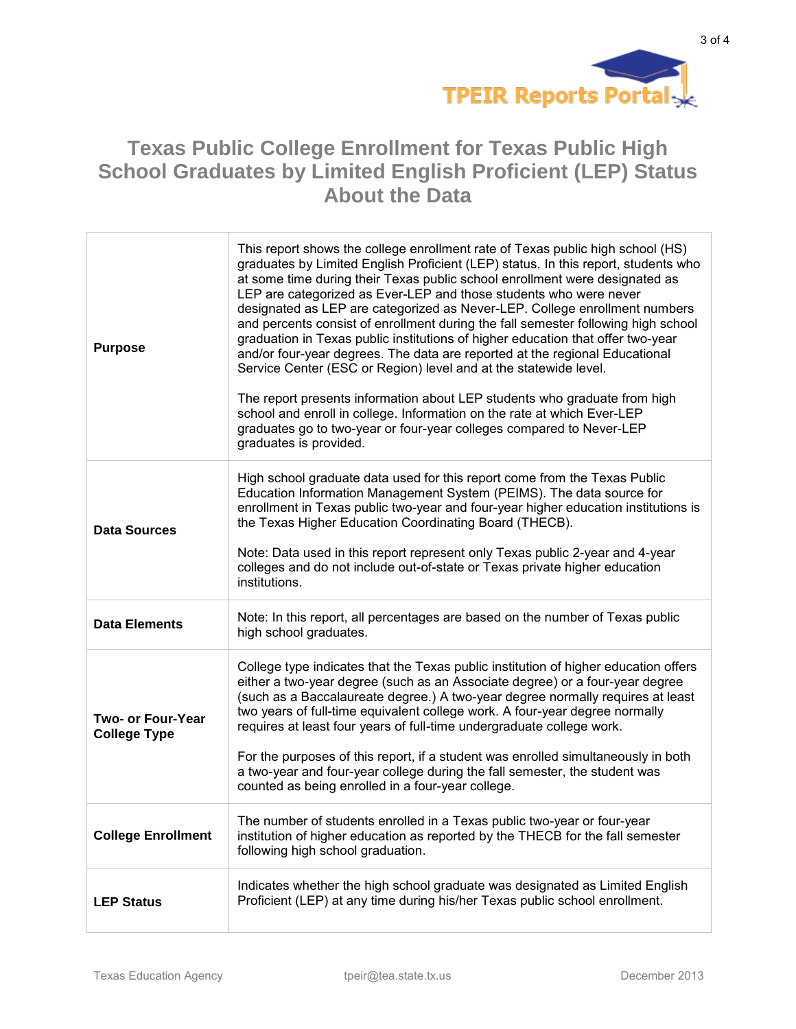# Texas Public College Enrollment for Texas Public High School Graduates by Limited English Proficient (LEP) Status About the Data

| | |
|---|---|
| **Purpose** | This report shows the college enrollment rate of Texas public high school (HS) graduates by Limited English Proficient (LEP) status. In this report, students who at some time during their Texas public school enrollment were designated as LEP are categorized as Ever-LEP and those students who were never designated as LEP are categorized as Never-LEP. College enrollment numbers and percents consist of enrollment during the fall semester following high school graduation in Texas public institutions of higher education that offer two-year and/or four-year degrees. The data are reported at the regional Educational Service Center (ESC or Region) level and at the statewide level.<br><br>The report presents information about LEP students who graduate from high school and enroll in college. Information on the rate at which Ever-LEP graduates go to two-year or four-year colleges compared to Never-LEP graduates is provided. |
| **Data Sources** | High school graduate data used for this report come from the Texas Public Education Information Management System (PEIMS). The data source for enrollment in Texas public two-year and four-year higher education institutions is the Texas Higher Education Coordinating Board (THECB).<br><br>Note: Data used in this report represent only Texas public 2-year and 4-year colleges and do not include out-of-state or Texas private higher education institutions. |
| **Data Elements** | Note: In this report, all percentages are based on the number of Texas public high school graduates. |
| **Two- or Four-Year College Type** | College type indicates that the Texas public institution of higher education offers either a two-year degree (such as an Associate degree) or a four-year degree (such as a Baccalaureate degree.) A two-year degree normally requires at least two years of full-time equivalent college work. A four-year degree normally requires at least four years of full-time undergraduate college work.<br><br>For the purposes of this report, if a student was enrolled simultaneously in both a two-year and four-year college during the fall semester, the student was counted as being enrolled in a four-year college. |
| **College Enrollment** | The number of students enrolled in a Texas public two-year or four-year institution of higher education as reported by the THECB for the fall semester following high school graduation. |
| **LEP Status** | Indicates whether the high school graduate was designated as Limited English Proficient (LEP) at any time during his/her Texas public school enrollment. |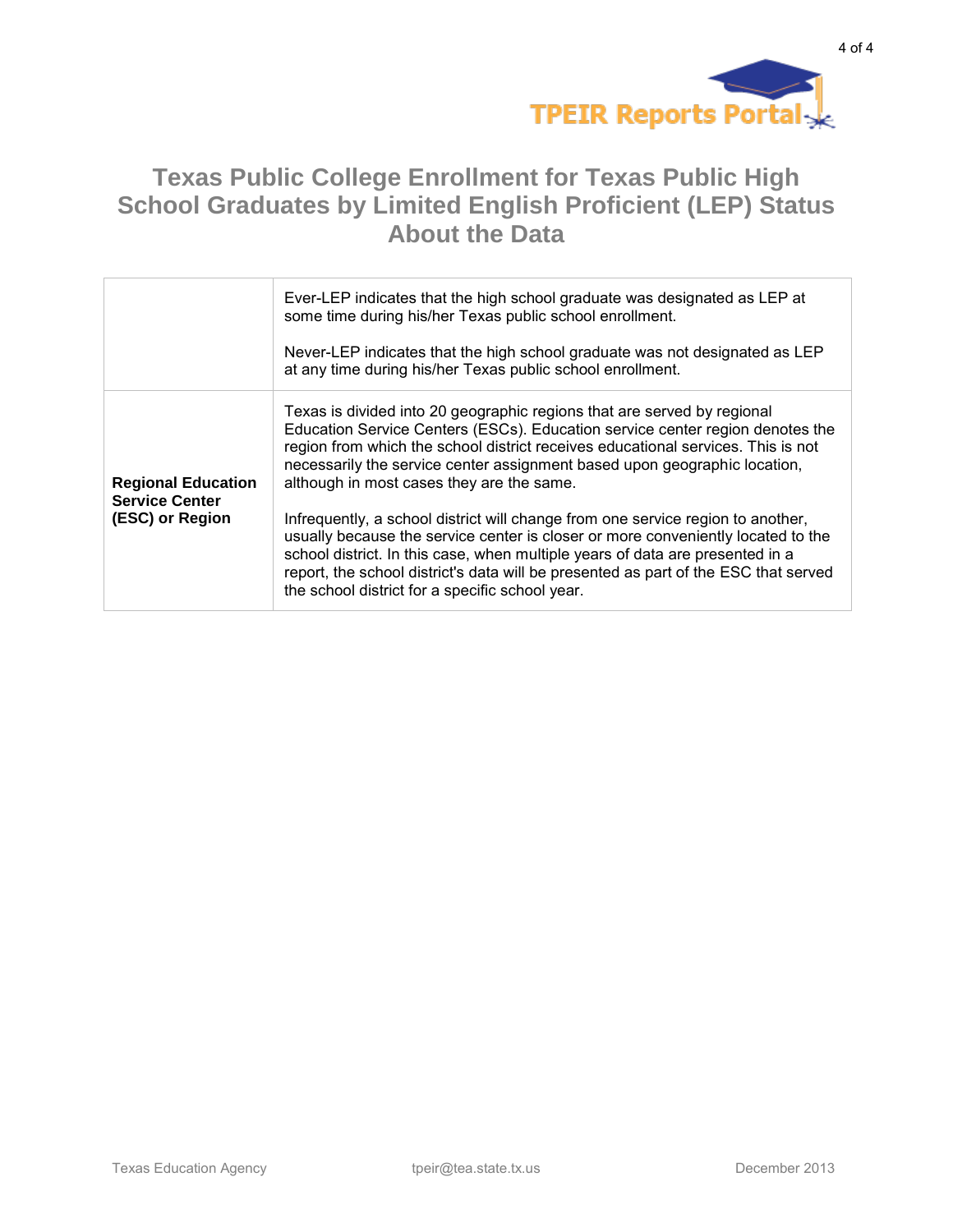# Texas Public College Enrollment for Texas Public High School Graduates by Limited English Proficient (LEP) Status About the Data

| | |
|---|---|
| | Ever-LEP indicates that the high school graduate was designated as LEP at some time during his/her Texas public school enrollment.<br><br>Never-LEP indicates that the high school graduate was not designated as LEP at any time during his/her Texas public school enrollment. |
| **Regional Education Service Center (ESC) or Region** | Texas is divided into 20 geographic regions that are served by regional Education Service Centers (ESCs). Education service center region denotes the region from which the school district receives educational services. This is not necessarily the service center assignment based upon geographic location, although in most cases they are the same.<br><br>Infrequently, a school district will change from one service region to another, usually because the service center is closer or more conveniently located to the school district. In this case, when multiple years of data are presented in a report, the school district's data will be presented as part of the ESC that served the school district for a specific school year. |